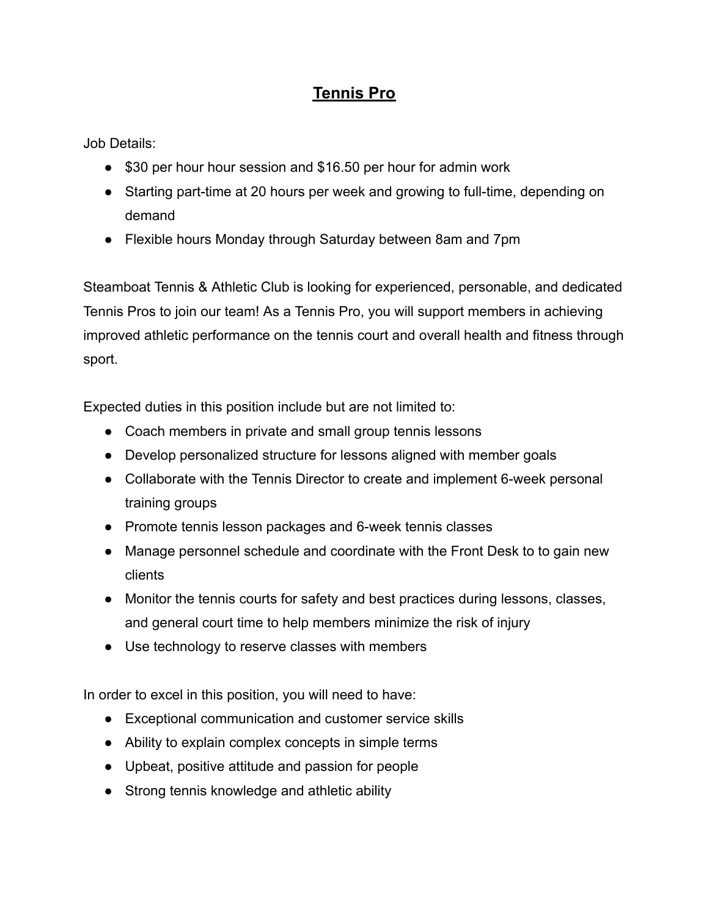# Tennis Pro

Job Details:

- $30 per hour hour session and $16.50 per hour for admin work
- Starting part-time at 20 hours per week and growing to full-time, depending on demand
- Flexible hours Monday through Saturday between 8am and 7pm

Steamboat Tennis & Athletic Club is looking for experienced, personable, and dedicated Tennis Pros to join our team! As a Tennis Pro, you will support members in achieving improved athletic performance on the tennis court and overall health and fitness through sport.

Expected duties in this position include but are not limited to:

- Coach members in private and small group tennis lessons
- Develop personalized structure for lessons aligned with member goals
- Collaborate with the Tennis Director to create and implement 6-week personal training groups
- Promote tennis lesson packages and 6-week tennis classes
- Manage personnel schedule and coordinate with the Front Desk to to gain new clients
- Monitor the tennis courts for safety and best practices during lessons, classes, and general court time to help members minimize the risk of injury
- Use technology to reserve classes with members

In order to excel in this position, you will need to have:

- Exceptional communication and customer service skills
- Ability to explain complex concepts in simple terms
- Upbeat, positive attitude and passion for people
- Strong tennis knowledge and athletic ability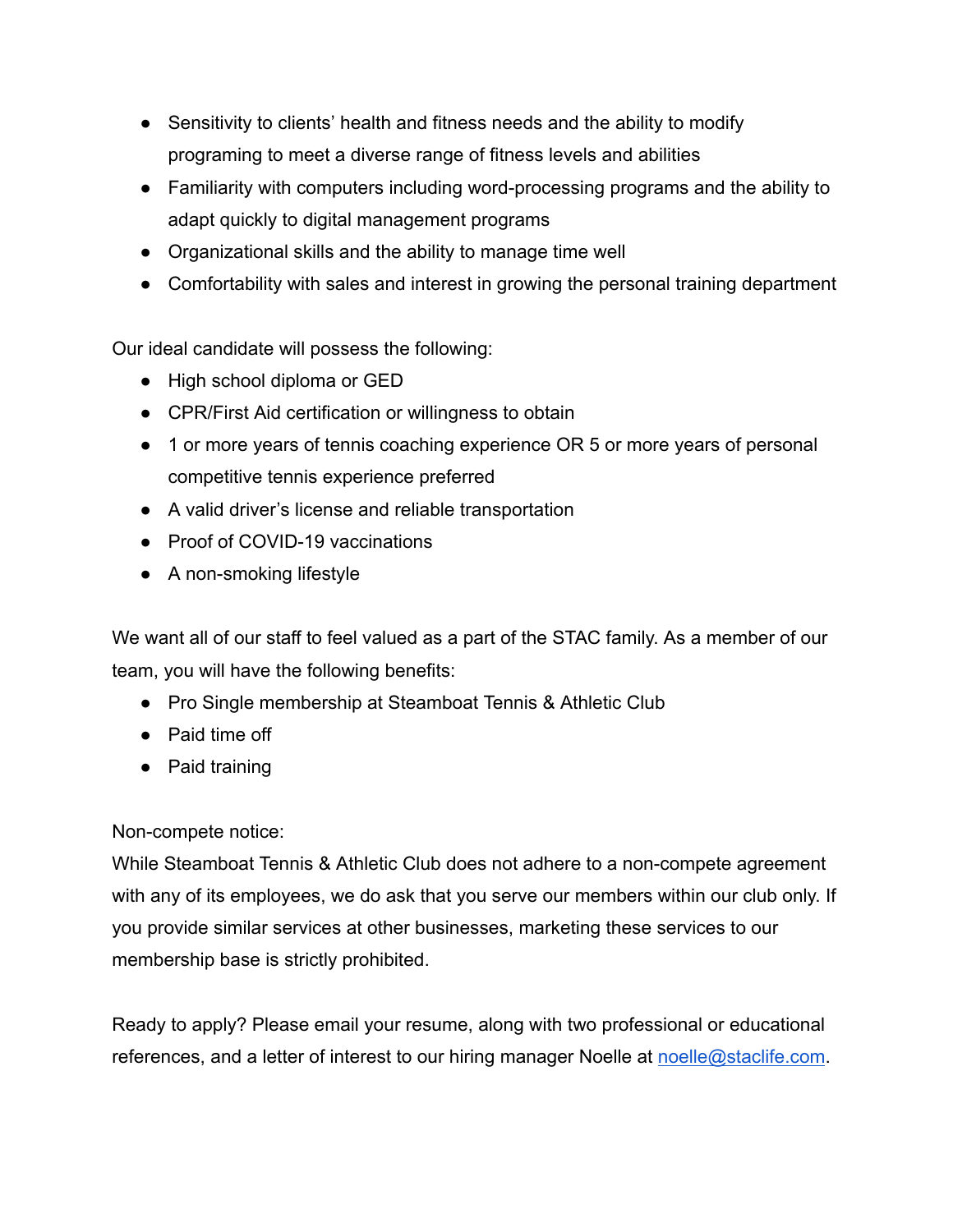- Sensitivity to clients' health and fitness needs and the ability to modify programing to meet a diverse range of fitness levels and abilities
- Familiarity with computers including word-processing programs and the ability to adapt quickly to digital management programs
- Organizational skills and the ability to manage time well
- Comfortability with sales and interest in growing the personal training department

Our ideal candidate will possess the following:

- High school diploma or GED
- CPR/First Aid certification or willingness to obtain
- 1 or more years of tennis coaching experience OR 5 or more years of personal competitive tennis experience preferred
- A valid driver's license and reliable transportation
- Proof of COVID-19 vaccinations
- A non-smoking lifestyle

We want all of our staff to feel valued as a part of the STAC family. As a member of our team, you will have the following benefits:

- Pro Single membership at Steamboat Tennis & Athletic Club
- Paid time off
- Paid training

Non-compete notice:
While Steamboat Tennis & Athletic Club does not adhere to a non-compete agreement with any of its employees, we do ask that you serve our members within our club only. If you provide similar services at other businesses, marketing these services to our membership base is strictly prohibited.

Ready to apply? Please email your resume, along with two professional or educational references, and a letter of interest to our hiring manager Noelle at [noelle@staclife.com](mailto:noelle@staclife.com).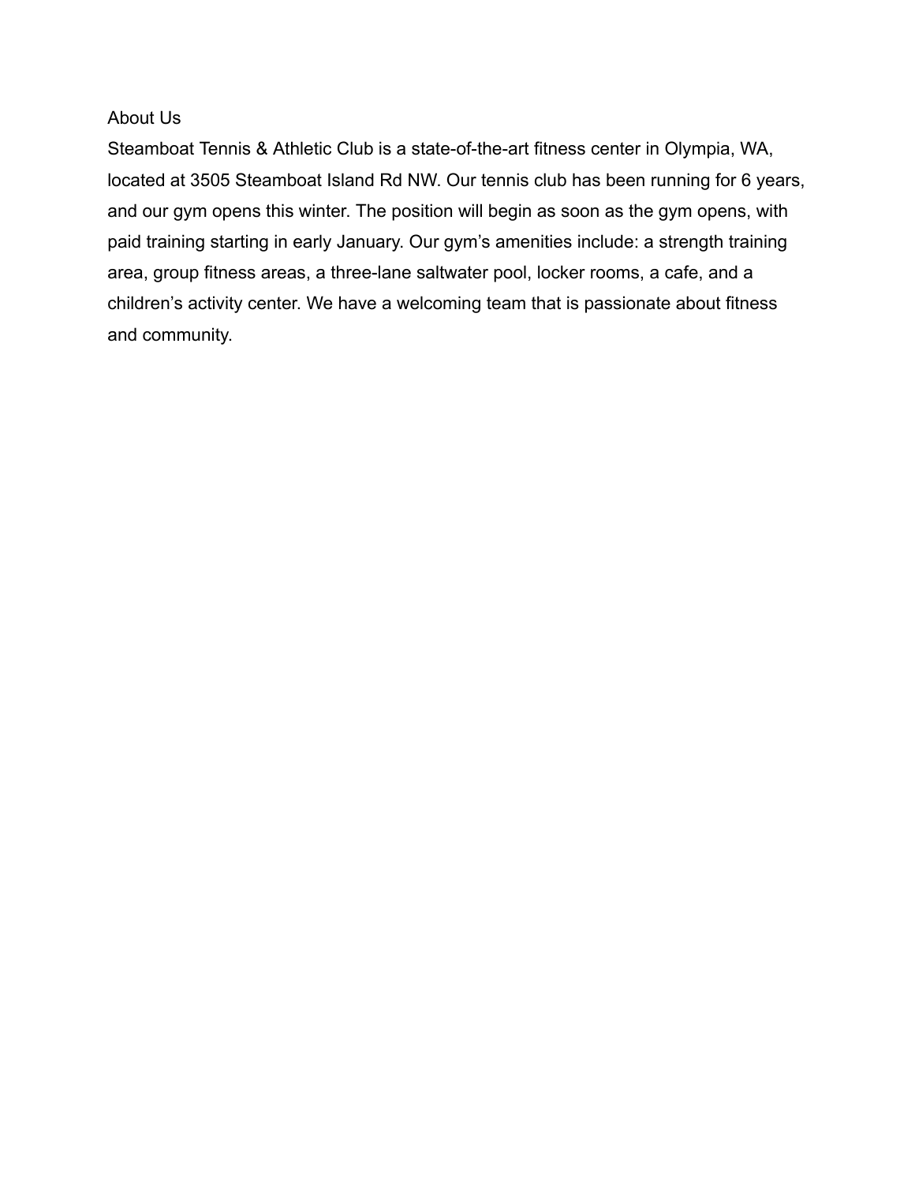## About Us

Steamboat Tennis & Athletic Club is a state-of-the-art fitness center in Olympia, WA, located at 3505 Steamboat Island Rd NW. Our tennis club has been running for 6 years, and our gym opens this winter. The position will begin as soon as the gym opens, with paid training starting in early January. Our gym's amenities include: a strength training area, group fitness areas, a three-lane saltwater pool, locker rooms, a cafe, and a children's activity center. We have a welcoming team that is passionate about fitness and community.